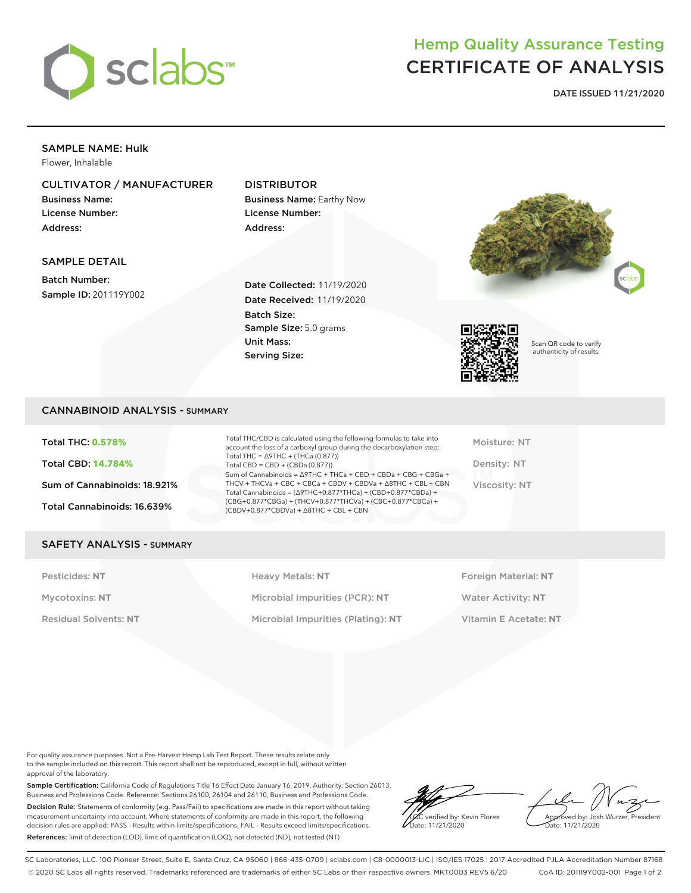# Hemp Quality Assurance Testing
# CERTIFICATE OF ANALYSIS

**DATE ISSUED 11/21/2020**

**SAMPLE NAME: Hulk**
Flower, Inhalable

### CULTIVATOR / MANUFACTURER
**Business Name:**
**License Number:**
**Address:**

### DISTRIBUTOR
**Business Name:** Earthy Now
**License Number:**
**Address:**

### SAMPLE DETAIL
**Batch Number:**
**Sample ID:** 201119Y002

**Date Collected:** 11/19/2020
**Date Received:** 11/19/2020
**Batch Size:**
**Sample Size:** 5.0 grams
**Unit Mass:**
**Serving Size:**

Scan QR code to verify authenticity of results.

## CANNABINOID ANALYSIS - SUMMARY

**Total THC: 0.578%**

**Total CBD: 14.784%**

**Sum of Cannabinoids: 18.921%**

**Total Cannabinoids: 16.639%**

Total THC/CBD is calculated using the following formulas to take into account the loss of a carboxyl group during the decarboxylation step:
Total THC = Δ9THC + (THCa (0.877))
Total CBD = CBD + (CBDa (0.877))
Sum of Cannabinoids = Δ9THC + THCa + CBD + CBDa + CBG + CBGa + THCV + THCVa + CBC + CBCa + CBDV + CBDVa + Δ8THC + CBL + CBN
Total Cannabinoids = (Δ9THC+0.877*THCa) + (CBD+0.877*CBDa) + (CBG+0.877*CBGa) + (THCV+0.877*THCVa) + (CBC+0.877*CBCa) + (CBDV+0.877*CBDVa) + Δ8THC + CBL + CBN

Moisture: NT

Density: NT

Viscosity: NT

## SAFETY ANALYSIS - SUMMARY

| | | |
|---|---|---|
| Pesticides: **NT** | Heavy Metals: **NT** | Foreign Material: **NT** |
| Mycotoxins: **NT** | Microbial Impurities (PCR): **NT** | Water Activity: **NT** |
| Residual Solvents: **NT** | Microbial Impurities (Plating): **NT** | Vitamin E Acetate: **NT** |

For quality assurance purposes. Not a Pre-Harvest Hemp Lab Test Report. These results relate only to the sample included on this report. This report shall not be reproduced, except in full, without written approval of the laboratory.

**Sample Certification:** California Code of Regulations Title 16 Effect Date January 16, 2019. Authority: Section 26013, Business and Professions Code. Reference: Sections 26100, 26104 and 26110, Business and Professions Code.

**Decision Rule:** Statements of conformity (e.g. Pass/Fail) to specifications are made in this report without taking measurement uncertainty into account. Where statements of conformity are made in this report, the following decision rules are applied: PASS – Results within limits/specifications, FAIL – Results exceed limits/specifications.

**References:** limit of detection (LOD), limit of quantification (LOQ), not detected (ND), not tested (NT)

LQC verified by: Kevin Flores
Date: 11/21/2020

Approved by: Josh Wurzer, President
Date: 11/21/2020

SC Laboratories, LLC. 100 Pioneer Street, Suite E, Santa Cruz, CA 95060 | 866-435-0709 | sclabs.com | C8-0000013-LIC | ISO/IES 17025 : 2017 Accredited PJLA Accreditation Number 87168
© 2020 SC Labs all rights reserved. Trademarks referenced are trademarks of either SC Labs or their respective owners. MKT0003 REV5 6/20 CoA ID: 201119Y002-001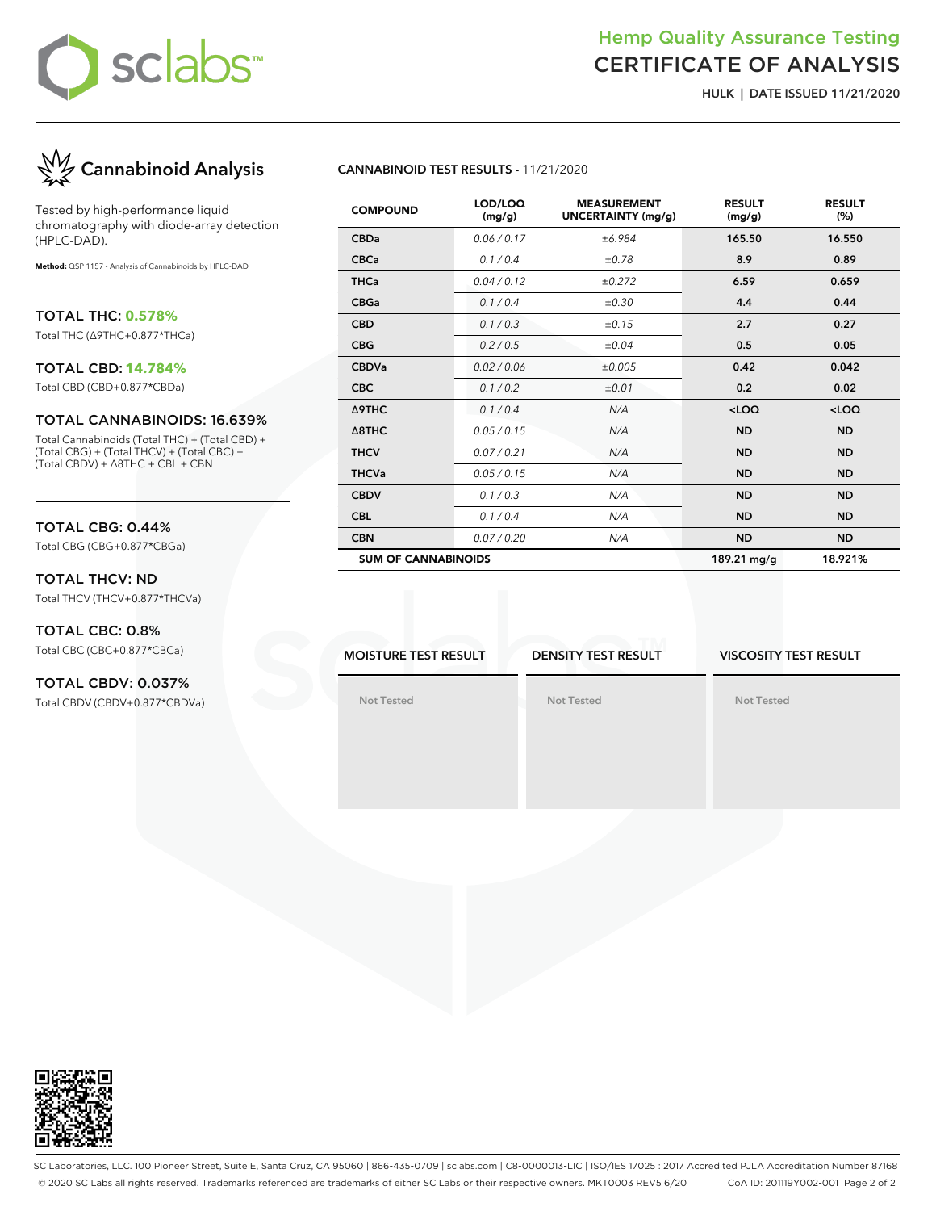# Hemp Quality Assurance Testing
# CERTIFICATE OF ANALYSIS

**HULK | DATE ISSUED 11/21/2020**

## Cannabinoid Analysis

Tested by high-performance liquid chromatography with diode-array detection (HPLC-DAD).

**Method:** QSP 1157 - Analysis of Cannabinoids by HPLC-DAD

**TOTAL THC: 0.578%**

Total THC (Δ9THC+0.877*THCa)

**TOTAL CBD: 14.784%**

Total CBD (CBD+0.877*CBDa)

**TOTAL CANNABINOIDS: 16.639%**

Total Cannabinoids (Total THC) + (Total CBD) + (Total CBG) + (Total THCV) + (Total CBC) + (Total CBDV) + Δ8THC + CBL + CBN

**TOTAL CBG: 0.44%**

Total CBG (CBG+0.877*CBGa)

**TOTAL THCV: ND**

Total THCV (THCV+0.877*THCVa)

**TOTAL CBC: 0.8%**

Total CBC (CBC+0.877*CBCa)

**TOTAL CBDV: 0.037%**

Total CBDV (CBDV+0.877*CBDVa)

**CANNABINOID TEST RESULTS** - 11/21/2020

| COMPOUND | LOD/LOQ (mg/g) | MEASUREMENT UNCERTAINTY (mg/g) | RESULT (mg/g) | RESULT (%) |
|---|---|---|---|---|
| CBDa | 0.06 / 0.17 | ±6.984 | 165.50 | 16.550 |
| CBCa | 0.1 / 0.4 | ±0.78 | 8.9 | 0.89 |
| THCa | 0.04 / 0.12 | ±0.272 | 6.59 | 0.659 |
| CBGa | 0.1 / 0.4 | ±0.30 | 4.4 | 0.44 |
| CBD | 0.1 / 0.3 | ±0.15 | 2.7 | 0.27 |
| CBG | 0.2 / 0.5 | ±0.04 | 0.5 | 0.05 |
| CBDVa | 0.02 / 0.06 | ±0.005 | 0.42 | 0.042 |
| CBC | 0.1 / 0.2 | ±0.01 | 0.2 | 0.02 |
| Δ9THC | 0.1 / 0.4 | N/A | <LOQ | <LOQ |
| Δ8THC | 0.05 / 0.15 | N/A | ND | ND |
| THCV | 0.07 / 0.21 | N/A | ND | ND |
| THCVa | 0.05 / 0.15 | N/A | ND | ND |
| CBDV | 0.1 / 0.3 | N/A | ND | ND |
| CBL | 0.1 / 0.4 | N/A | ND | ND |
| CBN | 0.07 / 0.20 | N/A | ND | ND |
| **SUM OF CANNABINOIDS** | | | 189.21 mg/g | 18.921% |

| MOISTURE TEST RESULT | DENSITY TEST RESULT | VISCOSITY TEST RESULT |
|---|---|---|
| Not Tested | Not Tested | Not Tested |

SC Laboratories, LLC. 100 Pioneer Street, Suite E, Santa Cruz, CA 95060 | 866-435-0709 | sclabs.com | C8-0000013-LIC | ISO/IES 17025 : 2017 Accredited PJLA Accreditation Number 87168

© 2020 SC Labs all rights reserved. Trademarks referenced are trademarks of either SC Labs or their respective owners. MKT0003 REV5 6/20 CoA ID: 201119Y002-001